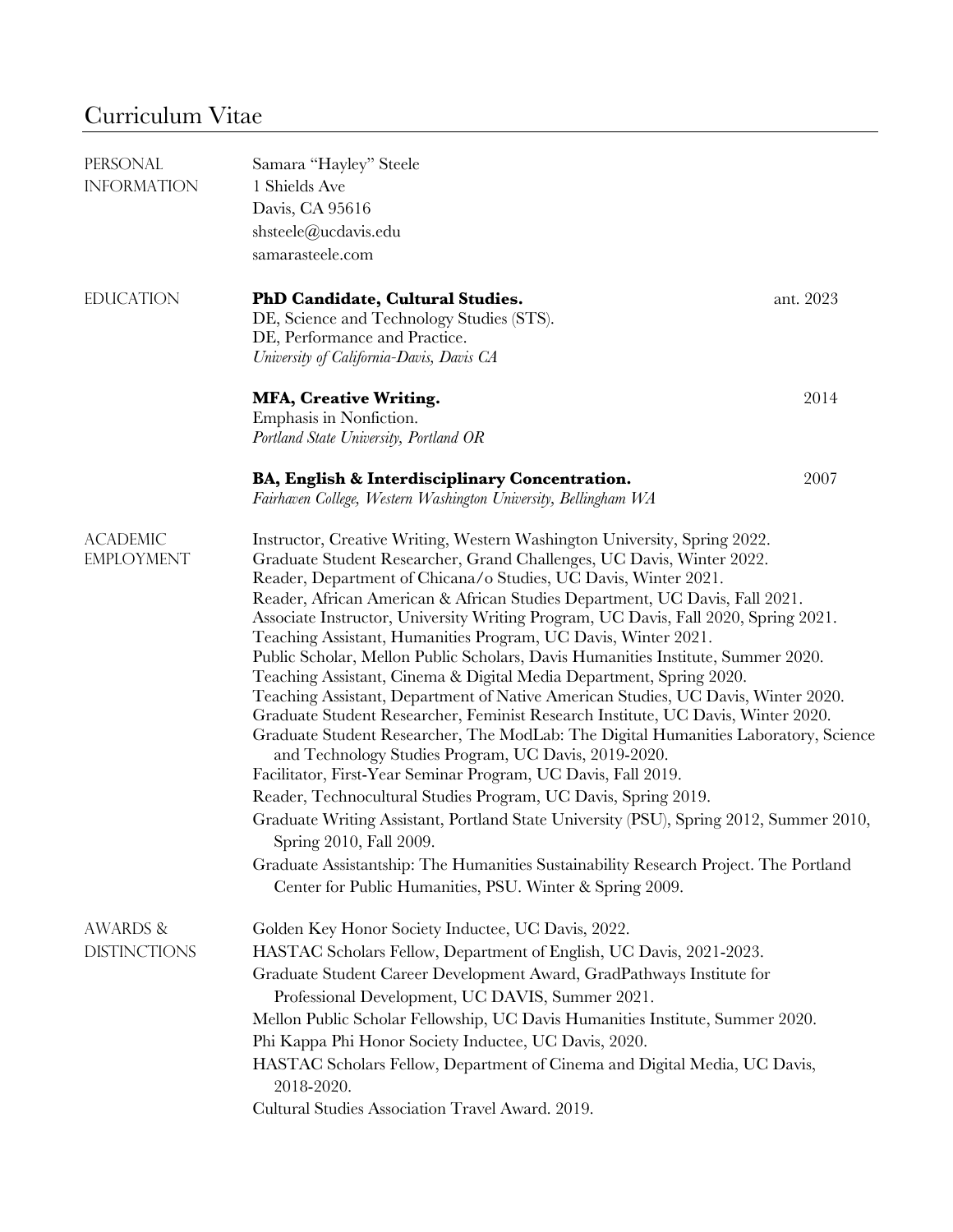# Curriculum Vitae

## PERSONAL INFORMATION

Samara "Hayley" Steele
1 Shields Ave
Davis, CA 95616
shsteele@ucdavis.edu
samarasteele.com

## EDUCATION

**PhD Candidate, Cultural Studies.** — ant. 2023
DE, Science and Technology Studies (STS).
DE, Performance and Practice.
*University of California-Davis, Davis CA*

**MFA, Creative Writing.** — 2014
Emphasis in Nonfiction.
*Portland State University, Portland OR*

**BA, English & Interdisciplinary Concentration.** — 2007
*Fairhaven College, Western Washington University, Bellingham WA*

## ACADEMIC EMPLOYMENT

Instructor, Creative Writing, Western Washington University, Spring 2022.
Graduate Student Researcher, Grand Challenges, UC Davis, Winter 2022.
Reader, Department of Chicana/o Studies, UC Davis, Winter 2021.
Reader, African American & African Studies Department, UC Davis, Fall 2021.
Associate Instructor, University Writing Program, UC Davis, Fall 2020, Spring 2021.
Teaching Assistant, Humanities Program, UC Davis, Winter 2021.
Public Scholar, Mellon Public Scholars, Davis Humanities Institute, Summer 2020.
Teaching Assistant, Cinema & Digital Media Department, Spring 2020.
Teaching Assistant, Department of Native American Studies, UC Davis, Winter 2020.
Graduate Student Researcher, Feminist Research Institute, UC Davis, Winter 2020.
Graduate Student Researcher, The ModLab: The Digital Humanities Laboratory, Science and Technology Studies Program, UC Davis, 2019-2020.
Facilitator, First-Year Seminar Program, UC Davis, Fall 2019.
Reader, Technocultural Studies Program, UC Davis, Spring 2019.
Graduate Writing Assistant, Portland State University (PSU), Spring 2012, Summer 2010, Spring 2010, Fall 2009.
Graduate Assistantship: The Humanities Sustainability Research Project. The Portland Center for Public Humanities, PSU. Winter & Spring 2009.

## AWARDS & DISTINCTIONS

Golden Key Honor Society Inductee, UC Davis, 2022.
HASTAC Scholars Fellow, Department of English, UC Davis, 2021-2023.
Graduate Student Career Development Award, GradPathways Institute for Professional Development, UC DAVIS, Summer 2021.
Mellon Public Scholar Fellowship, UC Davis Humanities Institute, Summer 2020.
Phi Kappa Phi Honor Society Inductee, UC Davis, 2020.
HASTAC Scholars Fellow, Department of Cinema and Digital Media, UC Davis, 2018-2020.
Cultural Studies Association Travel Award. 2019.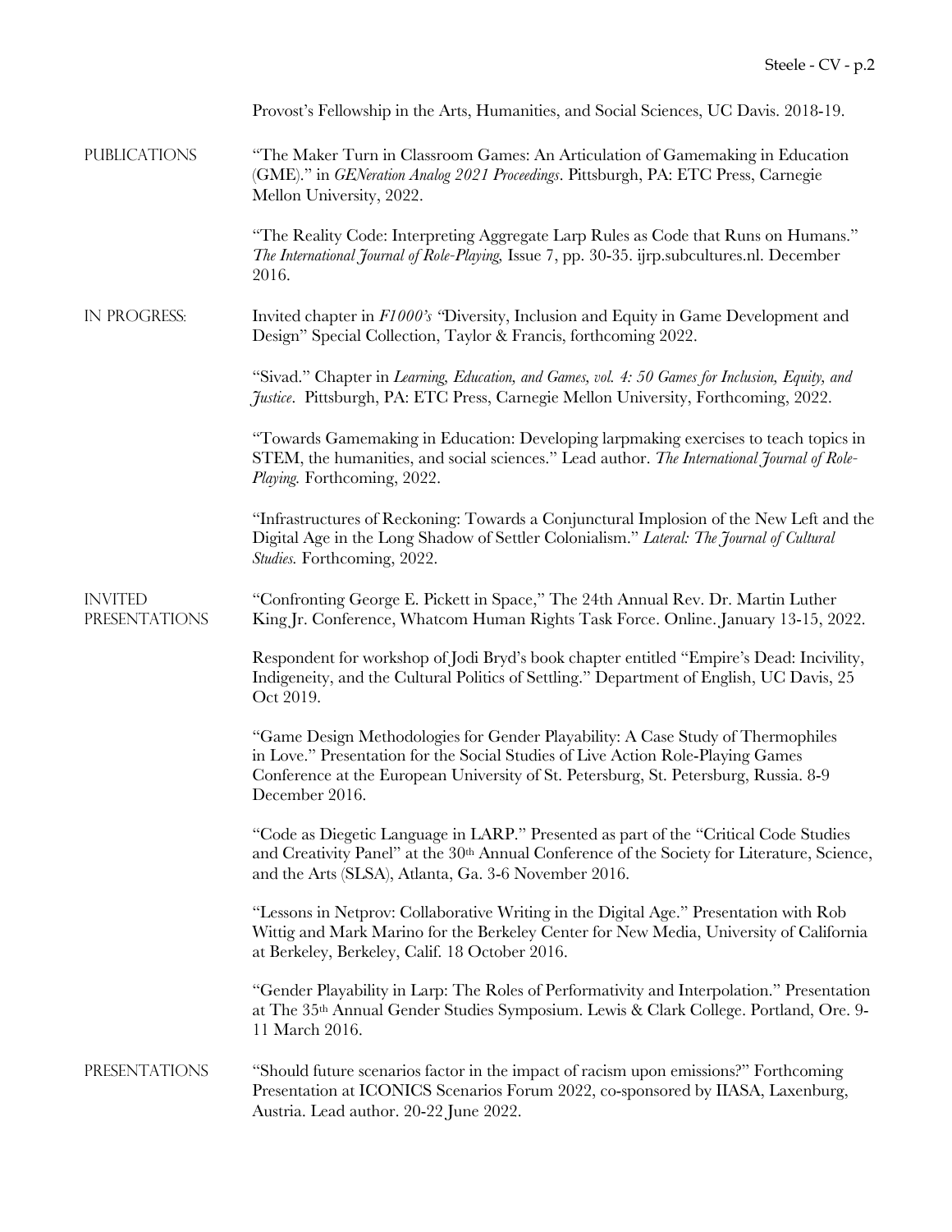Provost's Fellowship in the Arts, Humanities, and Social Sciences, UC Davis. 2018-19.

## PUBLICATIONS

"The Maker Turn in Classroom Games: An Articulation of Gamemaking in Education (GME)." in *GENeration Analog 2021 Proceedings*. Pittsburgh, PA: ETC Press, Carnegie Mellon University, 2022.

"The Reality Code: Interpreting Aggregate Larp Rules as Code that Runs on Humans." *The International Journal of Role-Playing,* Issue 7, pp. 30-35. ijrp.subcultures.nl. December 2016.

## IN PROGRESS:

Invited chapter in *F1000's* "Diversity, Inclusion and Equity in Game Development and Design" Special Collection, Taylor & Francis, forthcoming 2022.

"Sivad." Chapter in *Learning, Education, and Games, vol. 4: 50 Games for Inclusion, Equity, and Justice*. Pittsburgh, PA: ETC Press, Carnegie Mellon University, Forthcoming, 2022.

"Towards Gamemaking in Education: Developing larpmaking exercises to teach topics in STEM, the humanities, and social sciences." Lead author. *The International Journal of Role-Playing.* Forthcoming, 2022.

"Infrastructures of Reckoning: Towards a Conjunctural Implosion of the New Left and the Digital Age in the Long Shadow of Settler Colonialism." *Lateral: The Journal of Cultural Studies.* Forthcoming, 2022.

## INVITED PRESENTATIONS

"Confronting George E. Pickett in Space," The 24th Annual Rev. Dr. Martin Luther King Jr. Conference, Whatcom Human Rights Task Force. Online. January 13-15, 2022.

Respondent for workshop of Jodi Bryd's book chapter entitled "Empire's Dead: Incivility, Indigeneity, and the Cultural Politics of Settling." Department of English, UC Davis, 25 Oct 2019.

"Game Design Methodologies for Gender Playability: A Case Study of Thermophiles in Love." Presentation for the Social Studies of Live Action Role-Playing Games Conference at the European University of St. Petersburg, St. Petersburg, Russia. 8-9 December 2016.

"Code as Diegetic Language in LARP." Presented as part of the "Critical Code Studies and Creativity Panel" at the 30th Annual Conference of the Society for Literature, Science, and the Arts (SLSA), Atlanta, Ga. 3-6 November 2016.

"Lessons in Netprov: Collaborative Writing in the Digital Age." Presentation with Rob Wittig and Mark Marino for the Berkeley Center for New Media, University of California at Berkeley, Berkeley, Calif. 18 October 2016.

"Gender Playability in Larp: The Roles of Performativity and Interpolation." Presentation at The 35th Annual Gender Studies Symposium. Lewis & Clark College. Portland, Ore. 9-11 March 2016.

## PRESENTATIONS

"Should future scenarios factor in the impact of racism upon emissions?" Forthcoming Presentation at ICONICS Scenarios Forum 2022, co-sponsored by IIASA, Laxenburg, Austria. Lead author. 20-22 June 2022.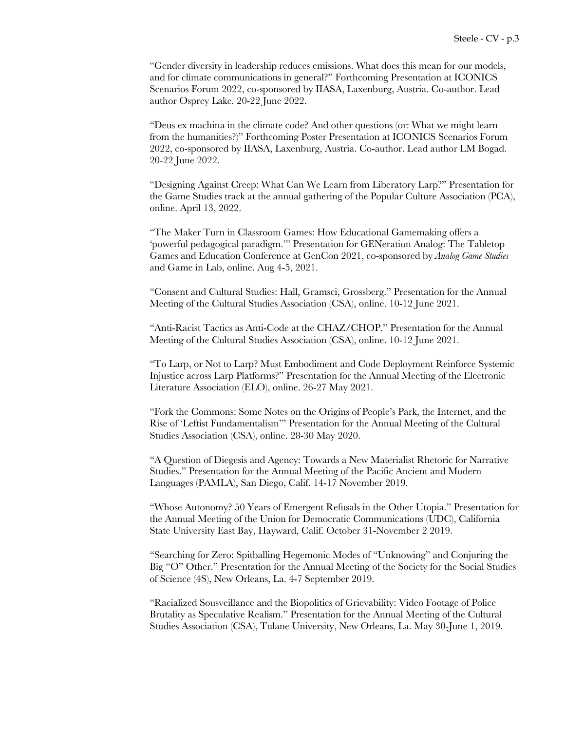"Gender diversity in leadership reduces emissions. What does this mean for our models, and for climate communications in general?" Forthcoming Presentation at ICONICS Scenarios Forum 2022, co-sponsored by IIASA, Laxenburg, Austria. Co-author. Lead author Osprey Lake. 20-22 June 2022.

"Deus ex machina in the climate code? And other questions (or: What we might learn from the humanities?)" Forthcoming Poster Presentation at ICONICS Scenarios Forum 2022, co-sponsored by IIASA, Laxenburg, Austria. Co-author. Lead author LM Bogad. 20-22 June 2022.

"Designing Against Creep: What Can We Learn from Liberatory Larp?" Presentation for the Game Studies track at the annual gathering of the Popular Culture Association (PCA), online. April 13, 2022.

"The Maker Turn in Classroom Games: How Educational Gamemaking offers a 'powerful pedagogical paradigm.'" Presentation for GENeration Analog: The Tabletop Games and Education Conference at GenCon 2021, co-sponsored by *Analog Game Studies* and Game in Lab, online. Aug 4-5, 2021.

"Consent and Cultural Studies: Hall, Gramsci, Grossberg." Presentation for the Annual Meeting of the Cultural Studies Association (CSA), online. 10-12 June 2021.

"Anti-Racist Tactics as Anti-Code at the CHAZ/CHOP." Presentation for the Annual Meeting of the Cultural Studies Association (CSA), online. 10-12 June 2021.

"To Larp, or Not to Larp? Must Embodiment and Code Deployment Reinforce Systemic Injustice across Larp Platforms?" Presentation for the Annual Meeting of the Electronic Literature Association (ELO), online. 26-27 May 2021.

"Fork the Commons: Some Notes on the Origins of People's Park, the Internet, and the Rise of 'Leftist Fundamentalism'" Presentation for the Annual Meeting of the Cultural Studies Association (CSA), online. 28-30 May 2020.

"A Question of Diegesis and Agency: Towards a New Materialist Rhetoric for Narrative Studies." Presentation for the Annual Meeting of the Pacific Ancient and Modern Languages (PAMLA), San Diego, Calif. 14-17 November 2019.

"Whose Autonomy? 50 Years of Emergent Refusals in the Other Utopia." Presentation for the Annual Meeting of the Union for Democratic Communications (UDC), California State University East Bay, Hayward, Calif. October 31-November 2 2019.

"Searching for Zero: Spitballing Hegemonic Modes of "Unknowing" and Conjuring the Big "O" Other." Presentation for the Annual Meeting of the Society for the Social Studies of Science (4S), New Orleans, La. 4-7 September 2019.

"Racialized Sousveillance and the Biopolitics of Grievability: Video Footage of Police Brutality as Speculative Realism." Presentation for the Annual Meeting of the Cultural Studies Association (CSA), Tulane University, New Orleans, La. May 30-June 1, 2019.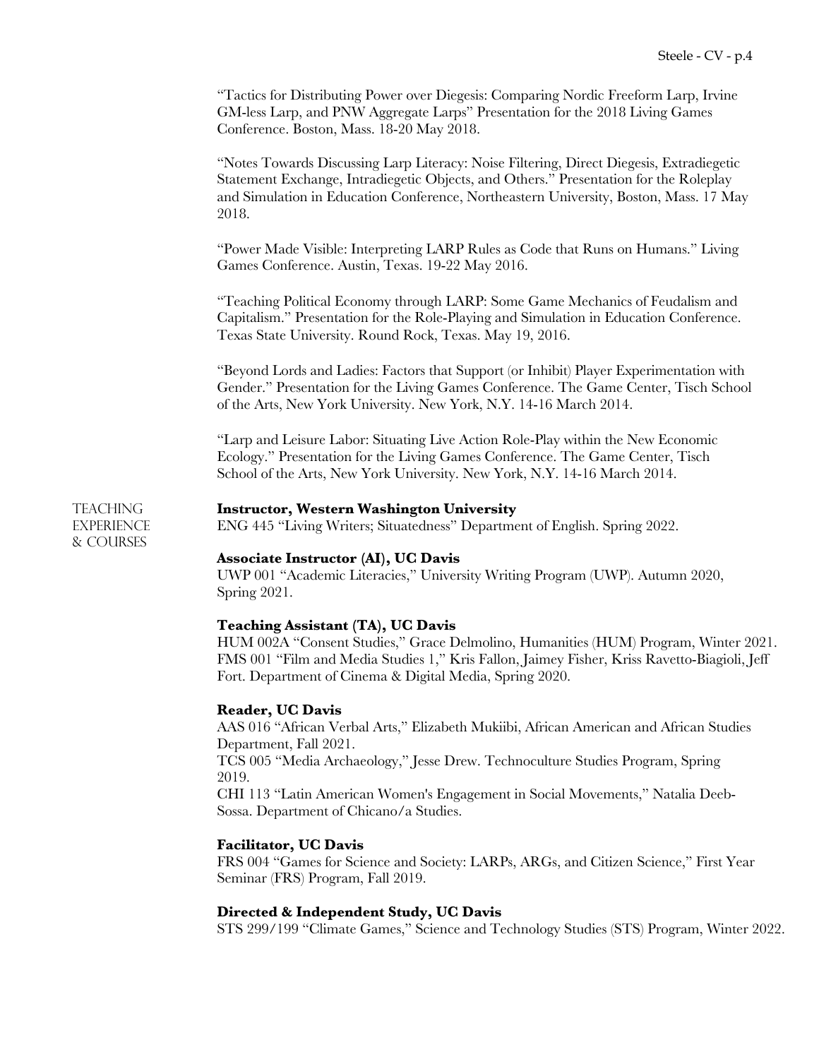"Tactics for Distributing Power over Diegesis: Comparing Nordic Freeform Larp, Irvine GM-less Larp, and PNW Aggregate Larps" Presentation for the 2018 Living Games Conference. Boston, Mass. 18-20 May 2018.

"Notes Towards Discussing Larp Literacy: Noise Filtering, Direct Diegesis, Extradiegetic Statement Exchange, Intradiegetic Objects, and Others." Presentation for the Roleplay and Simulation in Education Conference, Northeastern University, Boston, Mass. 17 May 2018.

"Power Made Visible: Interpreting LARP Rules as Code that Runs on Humans." Living Games Conference. Austin, Texas. 19-22 May 2016.

"Teaching Political Economy through LARP: Some Game Mechanics of Feudalism and Capitalism." Presentation for the Role-Playing and Simulation in Education Conference. Texas State University. Round Rock, Texas. May 19, 2016.

"Beyond Lords and Ladies: Factors that Support (or Inhibit) Player Experimentation with Gender." Presentation for the Living Games Conference. The Game Center, Tisch School of the Arts, New York University. New York, N.Y. 14-16 March 2014.

"Larp and Leisure Labor: Situating Live Action Role-Play within the New Economic Ecology." Presentation for the Living Games Conference. The Game Center, Tisch School of the Arts, New York University. New York, N.Y. 14-16 March 2014.

## Teaching Experience & Courses

**Instructor, Western Washington University**
ENG 445 "Living Writers; Situatedness" Department of English. Spring 2022.

**Associate Instructor (AI), UC Davis**
UWP 001 "Academic Literacies," University Writing Program (UWP). Autumn 2020, Spring 2021.

**Teaching Assistant (TA), UC Davis**
HUM 002A "Consent Studies," Grace Delmolino, Humanities (HUM) Program, Winter 2021.
FMS 001 "Film and Media Studies 1," Kris Fallon, Jaimey Fisher, Kriss Ravetto-Biagioli, Jeff Fort. Department of Cinema & Digital Media, Spring 2020.

**Reader, UC Davis**
AAS 016 "African Verbal Arts," Elizabeth Mukiibi, African American and African Studies Department, Fall 2021.
TCS 005 "Media Archaeology," Jesse Drew. Technoculture Studies Program, Spring 2019.
CHI 113 "Latin American Women's Engagement in Social Movements," Natalia Deeb-Sossa. Department of Chicano/a Studies.

**Facilitator, UC Davis**
FRS 004 "Games for Science and Society: LARPs, ARGs, and Citizen Science," First Year Seminar (FRS) Program, Fall 2019.

**Directed & Independent Study, UC Davis**
STS 299/199 "Climate Games," Science and Technology Studies (STS) Program, Winter 2022.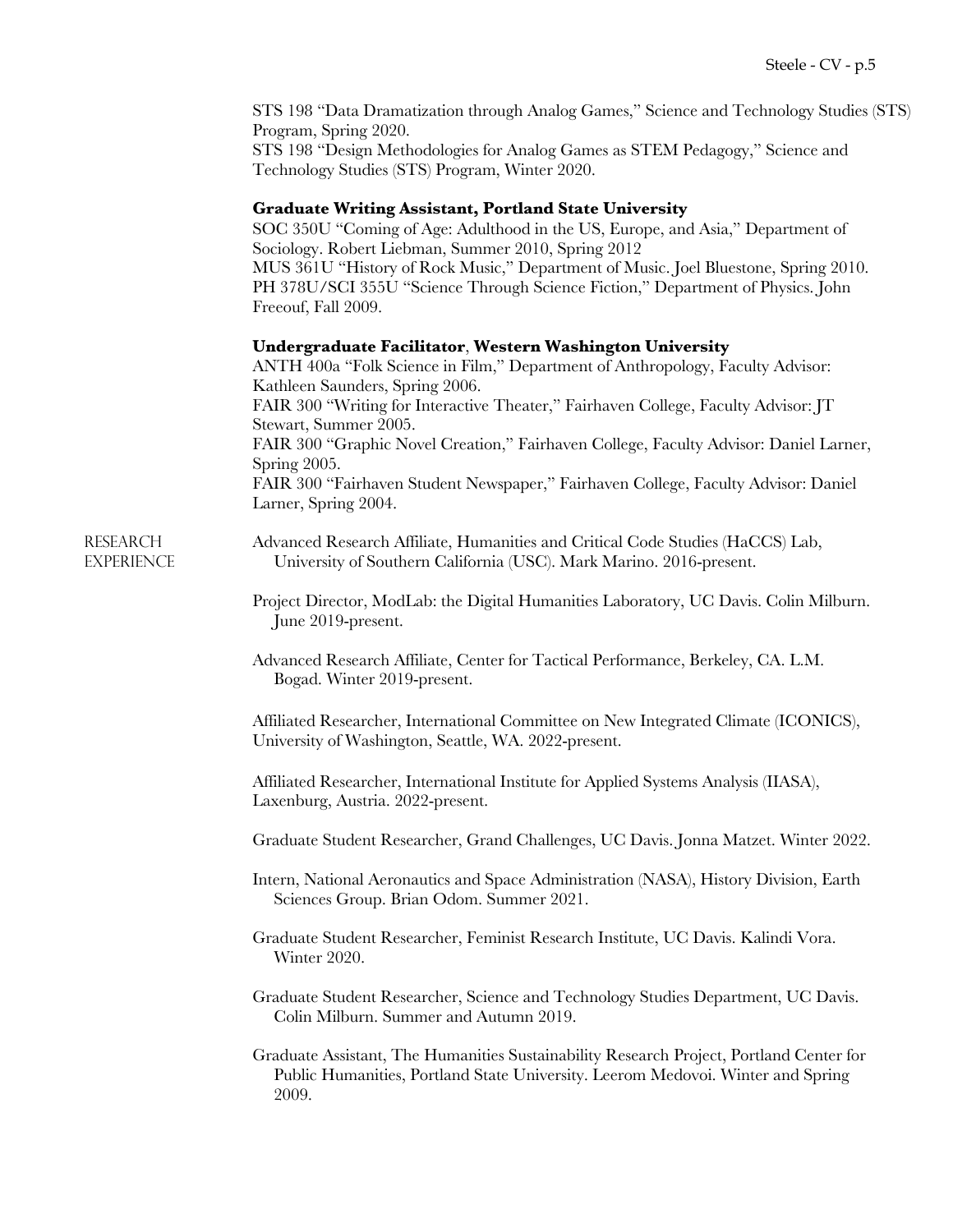STS 198 "Data Dramatization through Analog Games," Science and Technology Studies (STS) Program, Spring 2020.
STS 198 "Design Methodologies for Analog Games as STEM Pedagogy," Science and Technology Studies (STS) Program, Winter 2020.

**Graduate Writing Assistant, Portland State University**
SOC 350U "Coming of Age: Adulthood in the US, Europe, and Asia," Department of Sociology. Robert Liebman, Summer 2010, Spring 2012
MUS 361U "History of Rock Music," Department of Music. Joel Bluestone, Spring 2010.
PH 378U/SCI 355U "Science Through Science Fiction," Department of Physics. John Freeouf, Fall 2009.

**Undergraduate Facilitator**, **Western Washington University**
ANTH 400a "Folk Science in Film," Department of Anthropology, Faculty Advisor: Kathleen Saunders, Spring 2006.
FAIR 300 "Writing for Interactive Theater," Fairhaven College, Faculty Advisor: JT Stewart, Summer 2005.
FAIR 300 "Graphic Novel Creation," Fairhaven College, Faculty Advisor: Daniel Larner, Spring 2005.
FAIR 300 "Fairhaven Student Newspaper," Fairhaven College, Faculty Advisor: Daniel Larner, Spring 2004.

## Research Experience

Advanced Research Affiliate, Humanities and Critical Code Studies (HaCCS) Lab, University of Southern California (USC). Mark Marino. 2016-present.

Project Director, ModLab: the Digital Humanities Laboratory, UC Davis. Colin Milburn. June 2019-present.

Advanced Research Affiliate, Center for Tactical Performance, Berkeley, CA. L.M. Bogad. Winter 2019-present.

Affiliated Researcher, International Committee on New Integrated Climate (ICONICS), University of Washington, Seattle, WA. 2022-present.

Affiliated Researcher, International Institute for Applied Systems Analysis (IIASA), Laxenburg, Austria. 2022-present.

Graduate Student Researcher, Grand Challenges, UC Davis. Jonna Matzet. Winter 2022.

Intern, National Aeronautics and Space Administration (NASA), History Division, Earth Sciences Group. Brian Odom. Summer 2021.

Graduate Student Researcher, Feminist Research Institute, UC Davis. Kalindi Vora. Winter 2020.

Graduate Student Researcher, Science and Technology Studies Department, UC Davis. Colin Milburn. Summer and Autumn 2019.

Graduate Assistant, The Humanities Sustainability Research Project, Portland Center for Public Humanities, Portland State University. Leerom Medovoi. Winter and Spring 2009.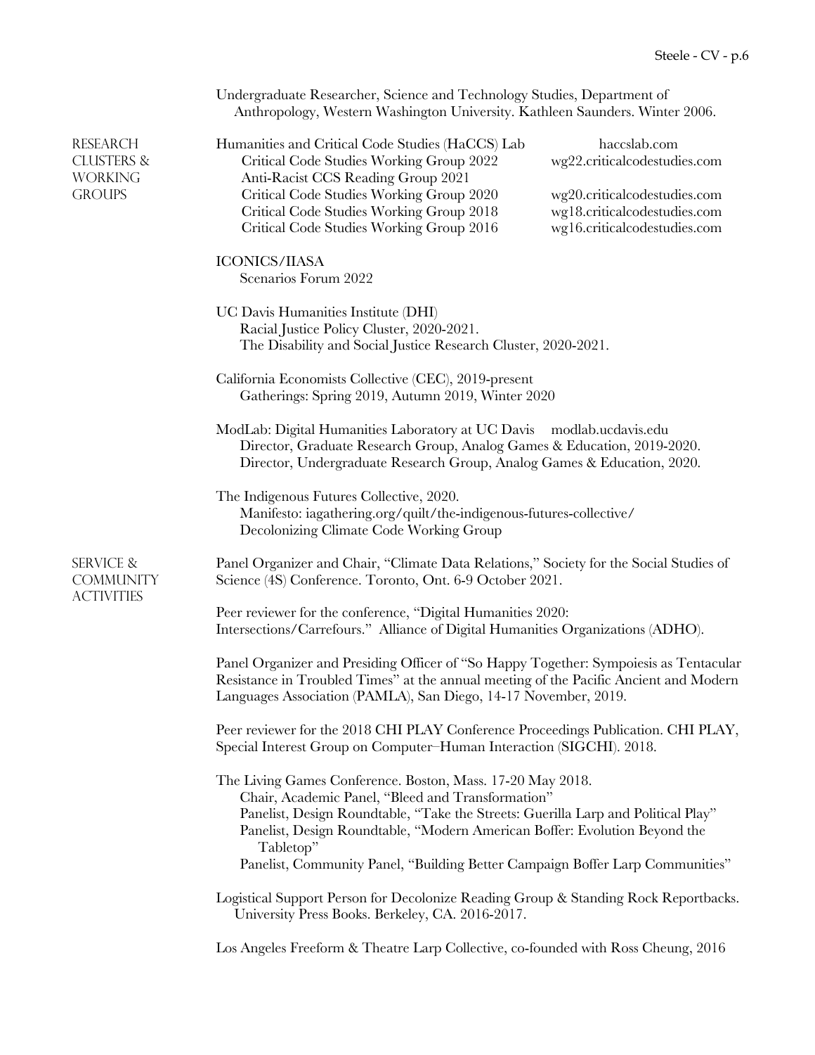Undergraduate Researcher, Science and Technology Studies, Department of Anthropology, Western Washington University. Kathleen Saunders. Winter 2006.

## Research Clusters & Working Groups

Humanities and Critical Code Studies (HaCCS) Lab — haccslab.com
- Critical Code Studies Working Group 2022 — wg22.criticalcodestudies.com
- Anti-Racist CCS Reading Group 2021
- Critical Code Studies Working Group 2020 — wg20.criticalcodestudies.com
- Critical Code Studies Working Group 2018 — wg18.criticalcodestudies.com
- Critical Code Studies Working Group 2016 — wg16.criticalcodestudies.com

ICONICS/IIASA
- Scenarios Forum 2022

UC Davis Humanities Institute (DHI)
- Racial Justice Policy Cluster, 2020-2021.
- The Disability and Social Justice Research Cluster, 2020-2021.

California Economists Collective (CEC), 2019-present
- Gatherings: Spring 2019, Autumn 2019, Winter 2020

ModLab: Digital Humanities Laboratory at UC Davis — modlab.ucdavis.edu
- Director, Graduate Research Group, Analog Games & Education, 2019-2020.
- Director, Undergraduate Research Group, Analog Games & Education, 2020.

The Indigenous Futures Collective, 2020.
- Manifesto: iagathering.org/quilt/the-indigenous-futures-collective/
- Decolonizing Climate Code Working Group

## Service & Community Activities

Panel Organizer and Chair, "Climate Data Relations," Society for the Social Studies of Science (4S) Conference. Toronto, Ont. 6-9 October 2021.

Peer reviewer for the conference, "Digital Humanities 2020: Intersections/Carrefours." Alliance of Digital Humanities Organizations (ADHO).

Panel Organizer and Presiding Officer of "So Happy Together: Sympoiesis as Tentacular Resistance in Troubled Times" at the annual meeting of the Pacific Ancient and Modern Languages Association (PAMLA), San Diego, 14-17 November, 2019.

Peer reviewer for the 2018 CHI PLAY Conference Proceedings Publication. CHI PLAY, Special Interest Group on Computer–Human Interaction (SIGCHI). 2018.

The Living Games Conference. Boston, Mass. 17-20 May 2018.
- Chair, Academic Panel, "Bleed and Transformation"
- Panelist, Design Roundtable, "Take the Streets: Guerilla Larp and Political Play"
- Panelist, Design Roundtable, "Modern American Boffer: Evolution Beyond the Tabletop"
- Panelist, Community Panel, "Building Better Campaign Boffer Larp Communities"

Logistical Support Person for Decolonize Reading Group & Standing Rock Reportbacks. University Press Books. Berkeley, CA. 2016-2017.

Los Angeles Freeform & Theatre Larp Collective, co-founded with Ross Cheung, 2016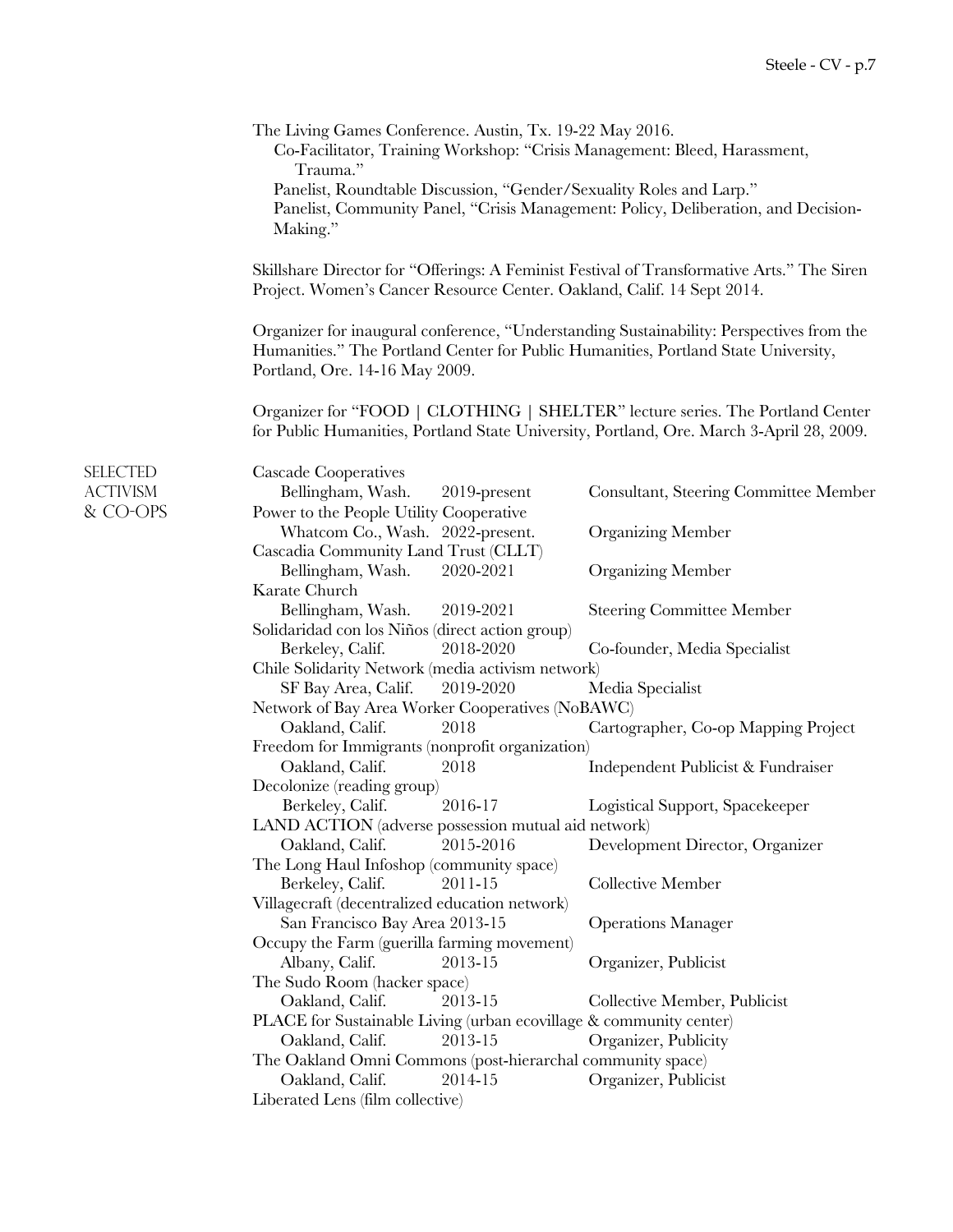The Living Games Conference. Austin, Tx. 19-22 May 2016.

Co-Facilitator, Training Workshop: "Crisis Management: Bleed, Harassment, Trauma."

Panelist, Roundtable Discussion, "Gender/Sexuality Roles and Larp."

Panelist, Community Panel, "Crisis Management: Policy, Deliberation, and Decision-Making."

Skillshare Director for "Offerings: A Feminist Festival of Transformative Arts." The Siren Project. Women's Cancer Resource Center. Oakland, Calif. 14 Sept 2014.

Organizer for inaugural conference, "Understanding Sustainability: Perspectives from the Humanities." The Portland Center for Public Humanities, Portland State University, Portland, Ore. 14-16 May 2009.

Organizer for "FOOD | CLOTHING | SHELTER" lecture series. The Portland Center for Public Humanities, Portland State University, Portland, Ore. March 3-April 28, 2009.

## SELECTED ACTIVISM & CO-OPS

Cascade Cooperatives
Bellingham, Wash. — 2019-present — Consultant, Steering Committee Member

Power to the People Utility Cooperative
Whatcom Co., Wash. — 2022-present. — Organizing Member

Cascadia Community Land Trust (CLLT)
Bellingham, Wash. — 2020-2021 — Organizing Member

Karate Church
Bellingham, Wash. — 2019-2021 — Steering Committee Member

Solidaridad con los Niños (direct action group)
Berkeley, Calif. — 2018-2020 — Co-founder, Media Specialist

Chile Solidarity Network (media activism network)
SF Bay Area, Calif. — 2019-2020 — Media Specialist

Network of Bay Area Worker Cooperatives (NoBAWC)
Oakland, Calif. — 2018 — Cartographer, Co-op Mapping Project

Freedom for Immigrants (nonprofit organization)
Oakland, Calif. — 2018 — Independent Publicist & Fundraiser

Decolonize (reading group)
Berkeley, Calif. — 2016-17 — Logistical Support, Spacekeeper

LAND ACTION (adverse possession mutual aid network)
Oakland, Calif. — 2015-2016 — Development Director, Organizer

The Long Haul Infoshop (community space)
Berkeley, Calif. — 2011-15 — Collective Member

Villagecraft (decentralized education network)
San Francisco Bay Area 2013-15 — Operations Manager

Occupy the Farm (guerilla farming movement)
Albany, Calif. — 2013-15 — Organizer, Publicist

The Sudo Room (hacker space)
Oakland, Calif. — 2013-15 — Collective Member, Publicist

PLACE for Sustainable Living (urban ecovillage & community center)
Oakland, Calif. — 2013-15 — Organizer, Publicity

The Oakland Omni Commons (post-hierarchal community space)
Oakland, Calif. — 2014-15 — Organizer, Publicist

Liberated Lens (film collective)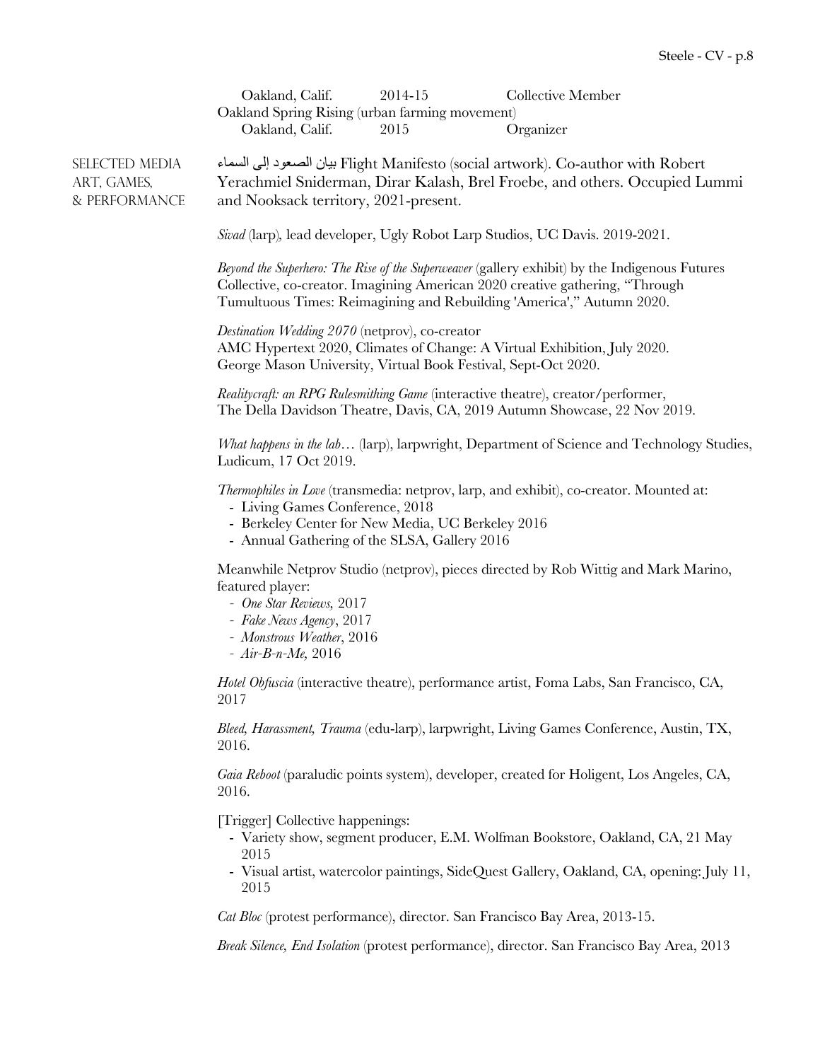Oakland, Calif. 2014-15 Collective Member

Oakland Spring Rising (urban farming movement)

Oakland, Calif. 2015 Organizer

## SELECTED MEDIA ART, GAMES, & PERFORMANCE

بيان الصعود إلى السماء Flight Manifesto (social artwork). Co-author with Robert Yerachmiel Sniderman, Dirar Kalash, Brel Froebe, and others. Occupied Lummi and Nooksack territory, 2021-present.

*Sivad* (larp), lead developer, Ugly Robot Larp Studios, UC Davis. 2019-2021.

*Beyond the Superhero: The Rise of the Superweaver* (gallery exhibit) by the Indigenous Futures Collective, co-creator. Imagining American 2020 creative gathering, "Through Tumultuous Times: Reimagining and Rebuilding 'America'," Autumn 2020.

*Destination Wedding 2070* (netprov), co-creator
AMC Hypertext 2020, Climates of Change: A Virtual Exhibition, July 2020.
George Mason University, Virtual Book Festival, Sept-Oct 2020.

*Realitycraft: an RPG Rulesmithing Game* (interactive theatre), creator/performer, The Della Davidson Theatre, Davis, CA, 2019 Autumn Showcase, 22 Nov 2019.

*What happens in the lab…* (larp), larpwright, Department of Science and Technology Studies, Ludicum, 17 Oct 2019.

*Thermophiles in Love* (transmedia: netprov, larp, and exhibit), co-creator. Mounted at:

- Living Games Conference, 2018
- Berkeley Center for New Media, UC Berkeley 2016
- Annual Gathering of the SLSA, Gallery 2016

Meanwhile Netprov Studio (netprov), pieces directed by Rob Wittig and Mark Marino, featured player:

- *One Star Reviews,* 2017
- *Fake News Agency*, 2017
- *Monstrous Weather*, 2016
- *Air-B-n-Me,* 2016

*Hotel Obfuscia* (interactive theatre), performance artist, Foma Labs, San Francisco, CA, 2017

*Bleed, Harassment, Trauma* (edu-larp), larpwright, Living Games Conference, Austin, TX, 2016.

*Gaia Reboot* (paraludic points system), developer, created for Holigent, Los Angeles, CA, 2016.

[Trigger] Collective happenings:

- Variety show, segment producer, E.M. Wolfman Bookstore, Oakland, CA, 21 May 2015
- Visual artist, watercolor paintings, SideQuest Gallery, Oakland, CA, opening: July 11, 2015

*Cat Bloc* (protest performance), director. San Francisco Bay Area, 2013-15.

*Break Silence, End Isolation* (protest performance), director. San Francisco Bay Area, 2013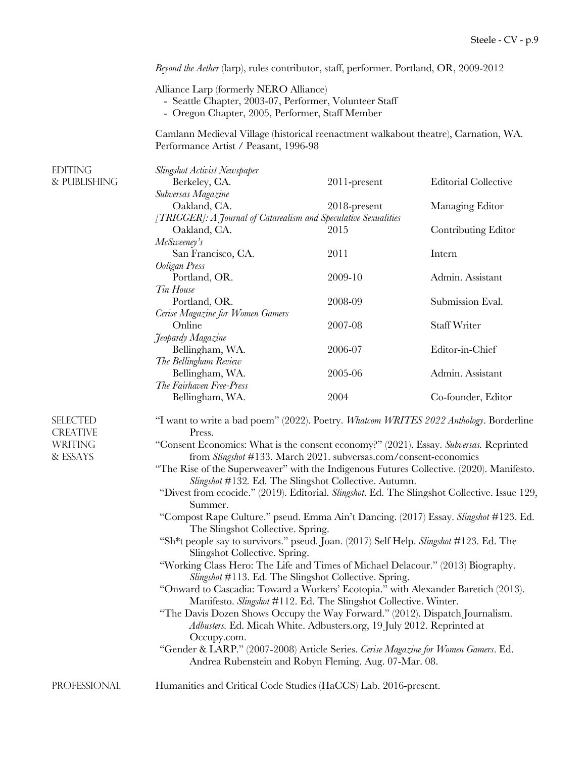*Beyond the Aether* (larp), rules contributor, staff, performer. Portland, OR, 2009-2012

Alliance Larp (formerly NERO Alliance)

- Seattle Chapter, 2003-07, Performer, Volunteer Staff
- Oregon Chapter, 2005, Performer, Staff Member

Camlann Medieval Village (historical reenactment walkabout theatre), Carnation, WA. Performance Artist / Peasant, 1996-98

## EDITING & PUBLISHING

| Publication / Location | Years | Role |
|---|---|---|
| *Slingshot Activist Newspaper*, Berkeley, CA. | 2011-present | Editorial Collective |
| *Subversas Magazine*, Oakland, CA. | 2018-present | Managing Editor |
| *[TRIGGER]: A Journal of Catarealism and Speculative Sexualities*, Oakland, CA. | 2015 | Contributing Editor |
| *McSweeney's*, San Francisco, CA. | 2011 | Intern |
| *Ooligan Press*, Portland, OR. | 2009-10 | Admin. Assistant |
| *Tin House*, Portland, OR. | 2008-09 | Submission Eval. |
| *Cerise Magazine for Women Gamers*, Online | 2007-08 | Staff Writer |
| *Jeopardy Magazine*, Bellingham, WA. | 2006-07 | Editor-in-Chief |
| *The Bellingham Review*, Bellingham, WA. | 2005-06 | Admin. Assistant |
| *The Fairhaven Free-Press*, Bellingham, WA. | 2004 | Co-founder, Editor |

## SELECTED CREATIVE WRITING & ESSAYS

"I want to write a bad poem" (2022). Poetry. *Whatcom WRITES 2022 Anthology*. Borderline Press.

"Consent Economics: What is the consent economy?" (2021). Essay. *Subversas.* Reprinted from *Slingshot* #133. March 2021. subversas.com/consent-economics

"The Rise of the Superweaver" with the Indigenous Futures Collective. (2020). Manifesto. *Slingshot* #132. Ed. The Slingshot Collective. Autumn.

"Divest from ecocide." (2019). Editorial. *Slingshot*. Ed. The Slingshot Collective. Issue 129, Summer.

"Compost Rape Culture." pseud. Emma Ain't Dancing. (2017) Essay. *Slingshot* #123. Ed. The Slingshot Collective. Spring.

"Sh*t people say to survivors." pseud. Joan. (2017) Self Help. *Slingshot* #123. Ed. The Slingshot Collective. Spring.

"Working Class Hero: The Life and Times of Michael Delacour." (2013) Biography. *Slingshot* #113. Ed. The Slingshot Collective. Spring.

"Onward to Cascadia: Toward a Workers' Ecotopia." with Alexander Baretich (2013). Manifesto. *Slingshot* #112. Ed. The Slingshot Collective. Winter.

"The Davis Dozen Shows Occupy the Way Forward." (2012). Dispatch Journalism. *Adbusters.* Ed. Micah White. Adbusters.org, 19 July 2012. Reprinted at Occupy.com.

"Gender & LARP." (2007-2008) Article Series. *Cerise Magazine for Women Gamers*. Ed. Andrea Rubenstein and Robyn Fleming. Aug. 07-Mar. 08.

## PROFESSIONAL

Humanities and Critical Code Studies (HaCCS) Lab. 2016-present.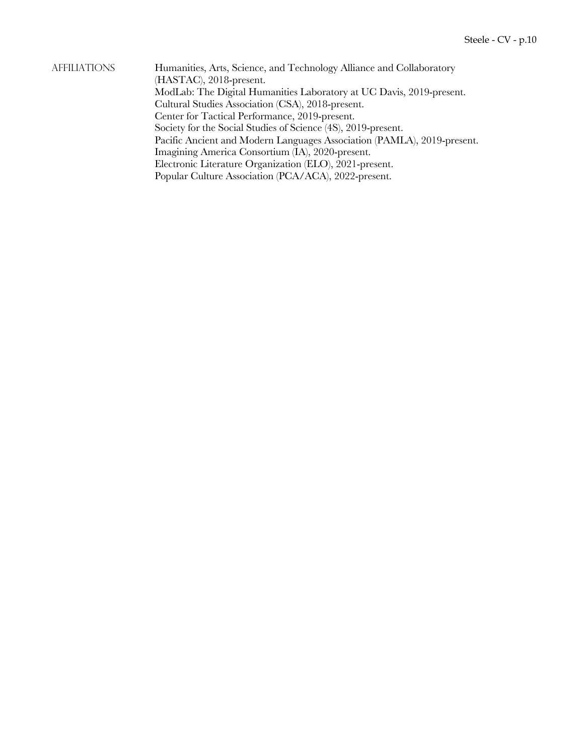## AFFILIATIONS

Humanities, Arts, Science, and Technology Alliance and Collaboratory (HASTAC), 2018-present.
ModLab: The Digital Humanities Laboratory at UC Davis, 2019-present.
Cultural Studies Association (CSA), 2018-present.
Center for Tactical Performance, 2019-present.
Society for the Social Studies of Science (4S), 2019-present.
Pacific Ancient and Modern Languages Association (PAMLA), 2019-present.
Imagining America Consortium (IA), 2020-present.
Electronic Literature Organization (ELO), 2021-present.
Popular Culture Association (PCA/ACA), 2022-present.